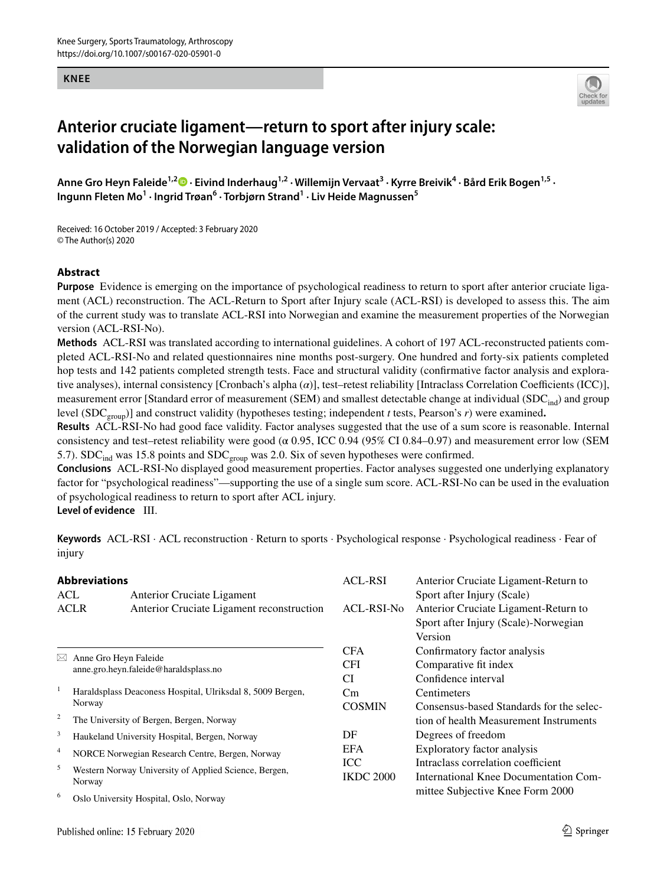**KNEE**

# Anterior cruciate ligament—return to sport after injury scale: validation of the Norwegian language version

**Anne Gro Heyn Faleide[1,2] · Eivind Inderhaug[1,2] · Willemijn Vervaat[3] · Kyrre Breivik[4] · Bård Erik Bogen[1,5] · Ingunn Fleten Mo[1] · Ingrid Trøan[6] · Torbjørn Strand[1] · Liv Heide Magnussen[5]**

Received: 16 October 2019 / Accepted: 3 February 2020
© The Author(s) 2020

## Abstract

**Purpose** Evidence is emerging on the importance of psychological readiness to return to sport after anterior cruciate ligament (ACL) reconstruction. The ACL-Return to Sport after Injury scale (ACL-RSI) is developed to assess this. The aim of the current study was to translate ACL-RSI into Norwegian and examine the measurement properties of the Norwegian version (ACL-RSI-No).

**Methods** ACL-RSI was translated according to international guidelines. A cohort of 197 ACL-reconstructed patients completed ACL-RSI-No and related questionnaires nine months post-surgery. One hundred and forty-six patients completed hop tests and 142 patients completed strength tests. Face and structural validity (confirmative factor analysis and explorative analyses), internal consistency [Cronbach's alpha ($\alpha$)], test–retest reliability [Intraclass Correlation Coefficients (ICC)], measurement error [Standard error of measurement (SEM) and smallest detectable change at individual ($SDC_{ind}$) and group level ($SDC_{group}$)] and construct validity (hypotheses testing; independent *t* tests, Pearson's *r*) were examined**.**

**Results** ACL-RSI-No had good face validity. Factor analyses suggested that the use of a sum score is reasonable. Internal consistency and test–retest reliability were good ($\alpha$ 0.95, ICC 0.94 (95% CI 0.84–0.97) and measurement error low (SEM 5.7). $SDC_{ind}$ was 15.8 points and $SDC_{group}$ was 2.0. Six of seven hypotheses were confirmed.

**Conclusions** ACL-RSI-No displayed good measurement properties. Factor analyses suggested one underlying explanatory factor for "psychological readiness"—supporting the use of a single sum score. ACL-RSI-No can be used in the evaluation of psychological readiness to return to sport after ACL injury.

**Level of evidence** III.

**Keywords** ACL-RSI · ACL reconstruction · Return to sports · Psychological response · Psychological readiness · Fear of injury

### Abbreviations

| | |
|---|---|
| ACL | Anterior Cruciate Ligament |
| ACLR | Anterior Cruciate Ligament reconstruction |
| ACL-RSI | Anterior Cruciate Ligament-Return to Sport after Injury (Scale) |
| ACL-RSI-No | Anterior Cruciate Ligament-Return to Sport after Injury (Scale)-Norwegian Version |
| CFA | Confirmatory factor analysis |
| CFI | Comparative fit index |
| CI | Confidence interval |
| Cm | Centimeters |
| COSMIN | Consensus-based Standards for the selection of health Measurement Instruments |
| DF | Degrees of freedom |
| EFA | Exploratory factor analysis |
| ICC | Intraclass correlation coefficient |
| IKDC 2000 | International Knee Documentation Committee Subjective Knee Form 2000 |

✉ Anne Gro Heyn Faleide
anne.gro.heyn.faleide@haraldsplass.no

[1] Haraldsplass Deaconess Hospital, Ulriksdal 8, 5009 Bergen, Norway

[2] The University of Bergen, Bergen, Norway

[3] Haukeland University Hospital, Bergen, Norway

[4] NORCE Norwegian Research Centre, Bergen, Norway

[5] Western Norway University of Applied Science, Bergen, Norway

[6] Oslo University Hospital, Oslo, Norway

Published online: 15 February 2020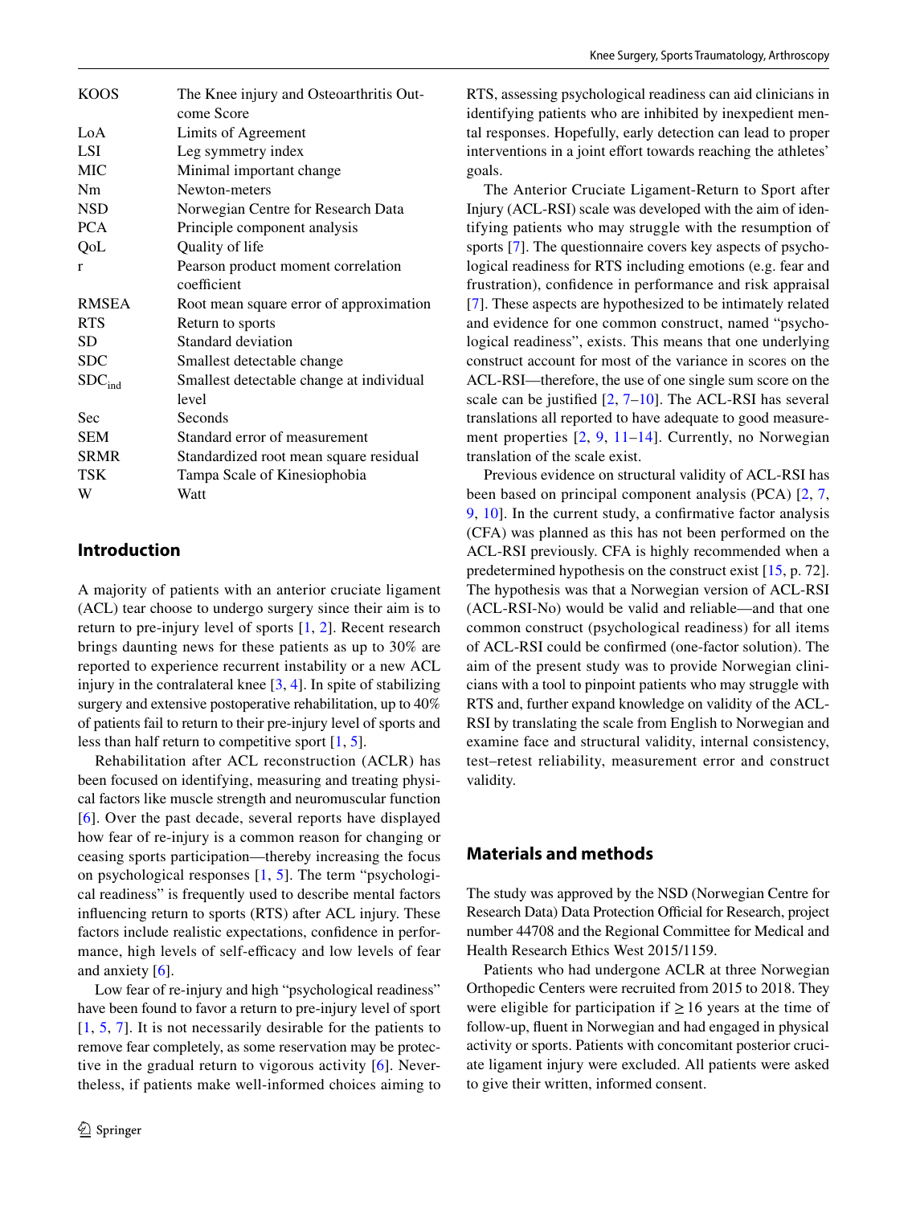| | |
|---|---|
| KOOS | The Knee injury and Osteoarthritis Outcome Score |
| LoA | Limits of Agreement |
| LSI | Leg symmetry index |
| MIC | Minimal important change |
| Nm | Newton-meters |
| NSD | Norwegian Centre for Research Data |
| PCA | Principle component analysis |
| QoL | Quality of life |
| r | Pearson product moment correlation coefficient |
| RMSEA | Root mean square error of approximation |
| RTS | Return to sports |
| SD | Standard deviation |
| SDC | Smallest detectable change |
| $SDC_{ind}$ | Smallest detectable change at individual level |
| Sec | Seconds |
| SEM | Standard error of measurement |
| SRMR | Standardized root mean square residual |
| TSK | Tampa Scale of Kinesiophobia |
| W | Watt |

## Introduction

A majority of patients with an anterior cruciate ligament (ACL) tear choose to undergo surgery since their aim is to return to pre-injury level of sports [1, 2]. Recent research brings daunting news for these patients as up to 30% are reported to experience recurrent instability or a new ACL injury in the contralateral knee [3, 4]. In spite of stabilizing surgery and extensive postoperative rehabilitation, up to 40% of patients fail to return to their pre-injury level of sports and less than half return to competitive sport [1, 5].

Rehabilitation after ACL reconstruction (ACLR) has been focused on identifying, measuring and treating physical factors like muscle strength and neuromuscular function [6]. Over the past decade, several reports have displayed how fear of re-injury is a common reason for changing or ceasing sports participation—thereby increasing the focus on psychological responses [1, 5]. The term "psychological readiness" is frequently used to describe mental factors influencing return to sports (RTS) after ACL injury. These factors include realistic expectations, confidence in performance, high levels of self-efficacy and low levels of fear and anxiety [6].

Low fear of re-injury and high "psychological readiness" have been found to favor a return to pre-injury level of sport [1, 5, 7]. It is not necessarily desirable for the patients to remove fear completely, as some reservation may be protective in the gradual return to vigorous activity [6]. Nevertheless, if patients make well-informed choices aiming to RTS, assessing psychological readiness can aid clinicians in identifying patients who are inhibited by inexpedient mental responses. Hopefully, early detection can lead to proper interventions in a joint effort towards reaching the athletes' goals.

The Anterior Cruciate Ligament-Return to Sport after Injury (ACL-RSI) scale was developed with the aim of identifying patients who may struggle with the resumption of sports [7]. The questionnaire covers key aspects of psychological readiness for RTS including emotions (e.g. fear and frustration), confidence in performance and risk appraisal [7]. These aspects are hypothesized to be intimately related and evidence for one common construct, named "psychological readiness", exists. This means that one underlying construct account for most of the variance in scores on the ACL-RSI—therefore, the use of one single sum score on the scale can be justified [2, 7–10]. The ACL-RSI has several translations all reported to have adequate to good measurement properties [2, 9, 11–14]. Currently, no Norwegian translation of the scale exist.

Previous evidence on structural validity of ACL-RSI has been based on principal component analysis (PCA) [2, 7, 9, 10]. In the current study, a confirmative factor analysis (CFA) was planned as this has not been performed on the ACL-RSI previously. CFA is highly recommended when a predetermined hypothesis on the construct exist [15, p. 72]. The hypothesis was that a Norwegian version of ACL-RSI (ACL-RSI-No) would be valid and reliable—and that one common construct (psychological readiness) for all items of ACL-RSI could be confirmed (one-factor solution). The aim of the present study was to provide Norwegian clinicians with a tool to pinpoint patients who may struggle with RTS and, further expand knowledge on validity of the ACL-RSI by translating the scale from English to Norwegian and examine face and structural validity, internal consistency, test–retest reliability, measurement error and construct validity.

## Materials and methods

The study was approved by the NSD (Norwegian Centre for Research Data) Data Protection Official for Research, project number 44708 and the Regional Committee for Medical and Health Research Ethics West 2015/1159.

Patients who had undergone ACLR at three Norwegian Orthopedic Centers were recruited from 2015 to 2018. They were eligible for participation if ≥ 16 years at the time of follow-up, fluent in Norwegian and had engaged in physical activity or sports. Patients with concomitant posterior cruciate ligament injury were excluded. All patients were asked to give their written, informed consent.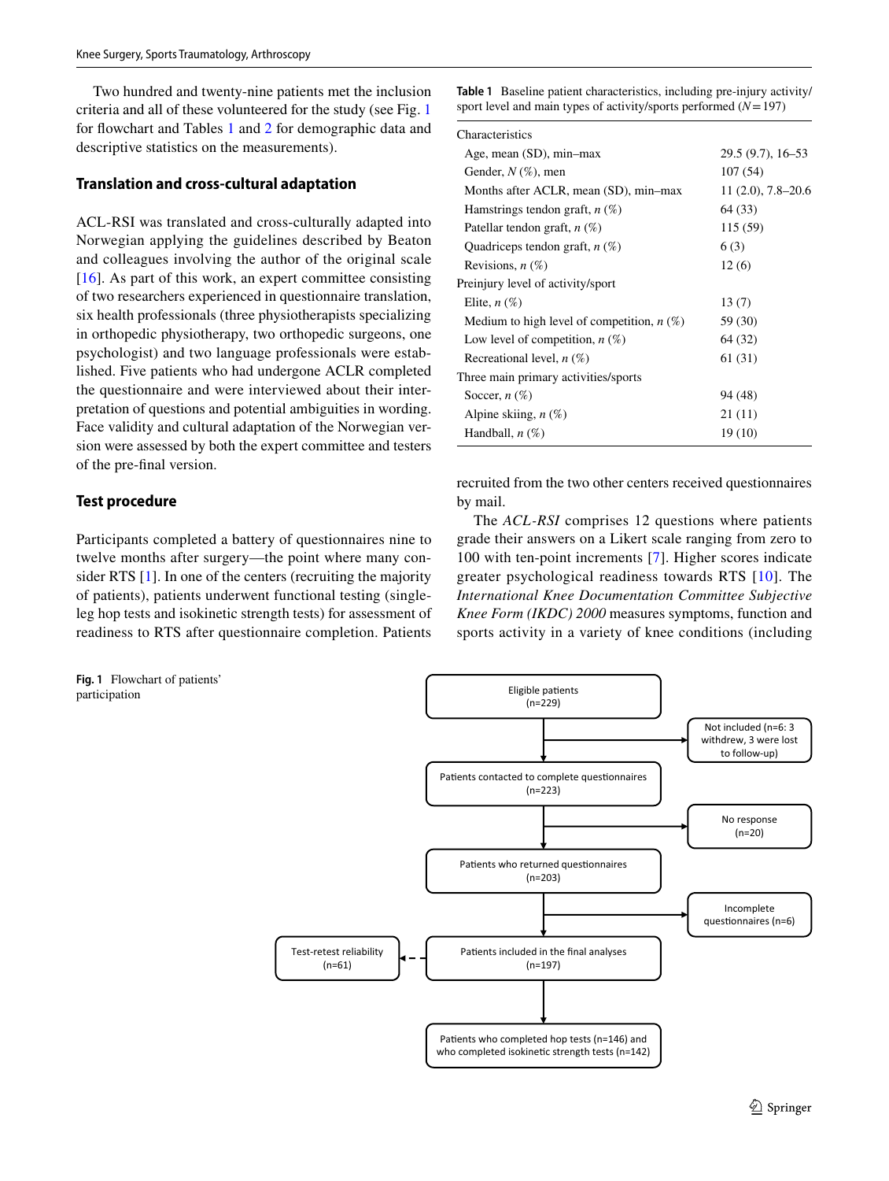Two hundred and twenty-nine patients met the inclusion criteria and all of these volunteered for the study (see Fig. 1 for flowchart and Tables 1 and 2 for demographic data and descriptive statistics on the measurements).

### Translation and cross-cultural adaptation

ACL-RSI was translated and cross-culturally adapted into Norwegian applying the guidelines described by Beaton and colleagues involving the author of the original scale [16]. As part of this work, an expert committee consisting of two researchers experienced in questionnaire translation, six health professionals (three physiotherapists specializing in orthopedic physiotherapy, two orthopedic surgeons, one psychologist) and two language professionals were established. Five patients who had undergone ACLR completed the questionnaire and were interviewed about their interpretation of questions and potential ambiguities in wording. Face validity and cultural adaptation of the Norwegian version were assessed by both the expert committee and testers of the pre-final version.

### Test procedure

Participants completed a battery of questionnaires nine to twelve months after surgery—the point where many consider RTS [1]. In one of the centers (recruiting the majority of patients), patients underwent functional testing (single-leg hop tests and isokinetic strength tests) for assessment of readiness to RTS after questionnaire completion. Patients recruited from the two other centers received questionnaires by mail.

**Table 1** Baseline patient characteristics, including pre-injury activity/sport level and main types of activity/sports performed ($N = 197$)

| Characteristics | |
|---|---|
| Age, mean (SD), min–max | 29.5 (9.7), 16–53 |
| Gender, *N* (%), men | 107 (54) |
| Months after ACLR, mean (SD), min–max | 11 (2.0), 7.8–20.6 |
| Hamstrings tendon graft, *n* (%) | 64 (33) |
| Patellar tendon graft, *n* (%) | 115 (59) |
| Quadriceps tendon graft, *n* (%) | 6 (3) |
| Revisions, *n* (%) | 12 (6) |
| Preinjury level of activity/sport | |
| Elite, *n* (%) | 13 (7) |
| Medium to high level of competition, *n* (%) | 59 (30) |
| Low level of competition, *n* (%) | 64 (32) |
| Recreational level, *n* (%) | 61 (31) |
| Three main primary activities/sports | |
| Soccer, *n* (%) | 94 (48) |
| Alpine skiing, *n* (%) | 21 (11) |
| Handball, *n* (%) | 19 (10) |

The *ACL-RSI* comprises 12 questions where patients grade their answers on a Likert scale ranging from zero to 100 with ten-point increments [7]. Higher scores indicate greater psychological readiness towards RTS [10]. The *International Knee Documentation Committee Subjective Knee Form (IKDC) 2000* measures symptoms, function and sports activity in a variety of knee conditions (including

Eligible patients (n=229) → Not included (n=6: 3 withdrew, 3 were lost to follow-up) → Patients contacted to complete questionnaires (n=223) → No response (n=20) → Patients who returned questionnaires (n=203) → Incomplete questionnaires (n=6) → Patients included in the final analyses (n=197) → Test-retest reliability (n=61); Patients who completed hop tests (n=146) and who completed isokinetic strength tests (n=142)

**Fig. 1** Flowchart of patients' participation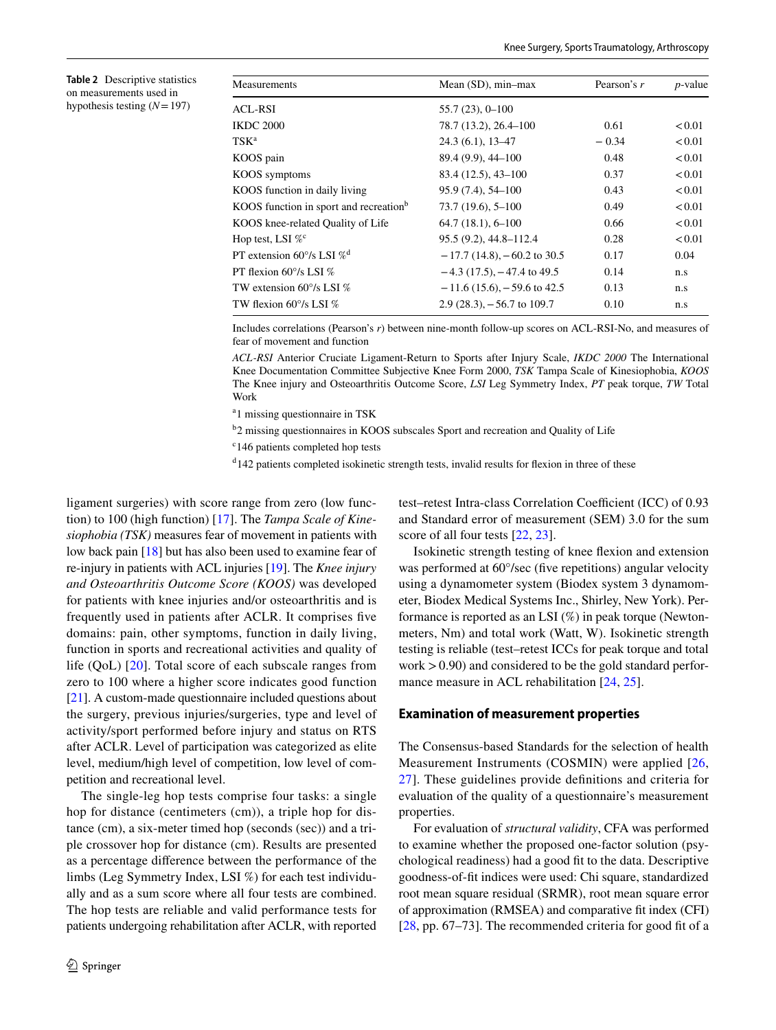**Table 2** Descriptive statistics on measurements used in hypothesis testing ($N = 197$)

| Measurements | Mean (SD), min–max | Pearson's $r$ | $p$-value |
|---|---|---|---|
| ACL-RSI | 55.7 (23), 0–100 | | |
| IKDC 2000 | 78.7 (13.2), 26.4–100 | 0.61 | < 0.01 |
| TSK[a] | 24.3 (6.1), 13–47 | − 0.34 | < 0.01 |
| KOOS pain | 89.4 (9.9), 44–100 | 0.48 | < 0.01 |
| KOOS symptoms | 83.4 (12.5), 43–100 | 0.37 | < 0.01 |
| KOOS function in daily living | 95.9 (7.4), 54–100 | 0.43 | < 0.01 |
| KOOS function in sport and recreation[b] | 73.7 (19.6), 5–100 | 0.49 | < 0.01 |
| KOOS knee-related Quality of Life | 64.7 (18.1), 6–100 | 0.66 | < 0.01 |
| Hop test, LSI %[c] | 95.5 (9.2), 44.8–112.4 | 0.28 | < 0.01 |
| PT extension 60°/s LSI %[d] | − 17.7 (14.8), − 60.2 to 30.5 | 0.17 | 0.04 |
| PT flexion 60°/s LSI % | − 4.3 (17.5), − 47.4 to 49.5 | 0.14 | n.s |
| TW extension 60°/s LSI % | − 11.6 (15.6), − 59.6 to 42.5 | 0.13 | n.s |
| TW flexion 60°/s LSI % | 2.9 (28.3), − 56.7 to 109.7 | 0.10 | n.s |

Includes correlations (Pearson's $r$) between nine-month follow-up scores on ACL-RSI-No, and measures of fear of movement and function

*ACL-RSI* Anterior Cruciate Ligament-Return to Sports after Injury Scale, *IKDC 2000* The International Knee Documentation Committee Subjective Knee Form 2000, *TSK* Tampa Scale of Kinesiophobia, *KOOS* The Knee injury and Osteoarthritis Outcome Score, *LSI* Leg Symmetry Index, *PT* peak torque, *TW* Total Work

[a] 1 missing questionnaire in TSK

[b] 2 missing questionnaires in KOOS subscales Sport and recreation and Quality of Life

[c] 146 patients completed hop tests

[d] 142 patients completed isokinetic strength tests, invalid results for flexion in three of these

ligament surgeries) with score range from zero (low function) to 100 (high function) [17]. The *Tampa Scale of Kinesiophobia (TSK)* measures fear of movement in patients with low back pain [18] but has also been used to examine fear of re-injury in patients with ACL injuries [19]. The *Knee injury and Osteoarthritis Outcome Score (KOOS)* was developed for patients with knee injuries and/or osteoarthritis and is frequently used in patients after ACLR. It comprises five domains: pain, other symptoms, function in daily living, function in sports and recreational activities and quality of life (QoL) [20]. Total score of each subscale ranges from zero to 100 where a higher score indicates good function [21]. A custom-made questionnaire included questions about the surgery, previous injuries/surgeries, type and level of activity/sport performed before injury and status on RTS after ACLR. Level of participation was categorized as elite level, medium/high level of competition, low level of competition and recreational level.

The single-leg hop tests comprise four tasks: a single hop for distance (centimeters (cm)), a triple hop for distance (cm), a six-meter timed hop (seconds (sec)) and a triple crossover hop for distance (cm). Results are presented as a percentage difference between the performance of the limbs (Leg Symmetry Index, LSI %) for each test individually and as a sum score where all four tests are combined. The hop tests are reliable and valid performance tests for patients undergoing rehabilitation after ACLR, with reported test–retest Intra-class Correlation Coefficient (ICC) of 0.93 and Standard error of measurement (SEM) 3.0 for the sum score of all four tests [22, 23].

Isokinetic strength testing of knee flexion and extension was performed at 60°/sec (five repetitions) angular velocity using a dynamometer system (Biodex system 3 dynamometer, Biodex Medical Systems Inc., Shirley, New York). Performance is reported as an LSI (%) in peak torque (Newton-meters, Nm) and total work (Watt, W). Isokinetic strength testing is reliable (test–retest ICCs for peak torque and total work > 0.90) and considered to be the gold standard performance measure in ACL rehabilitation [24, 25].

### Examination of measurement properties

The Consensus-based Standards for the selection of health Measurement Instruments (COSMIN) were applied [26, 27]. These guidelines provide definitions and criteria for evaluation of the quality of a questionnaire's measurement properties.

For evaluation of *structural validity*, CFA was performed to examine whether the proposed one-factor solution (psychological readiness) had a good fit to the data. Descriptive goodness-of-fit indices were used: Chi square, standardized root mean square residual (SRMR), root mean square error of approximation (RMSEA) and comparative fit index (CFI) [28, pp. 67–73]. The recommended criteria for good fit of a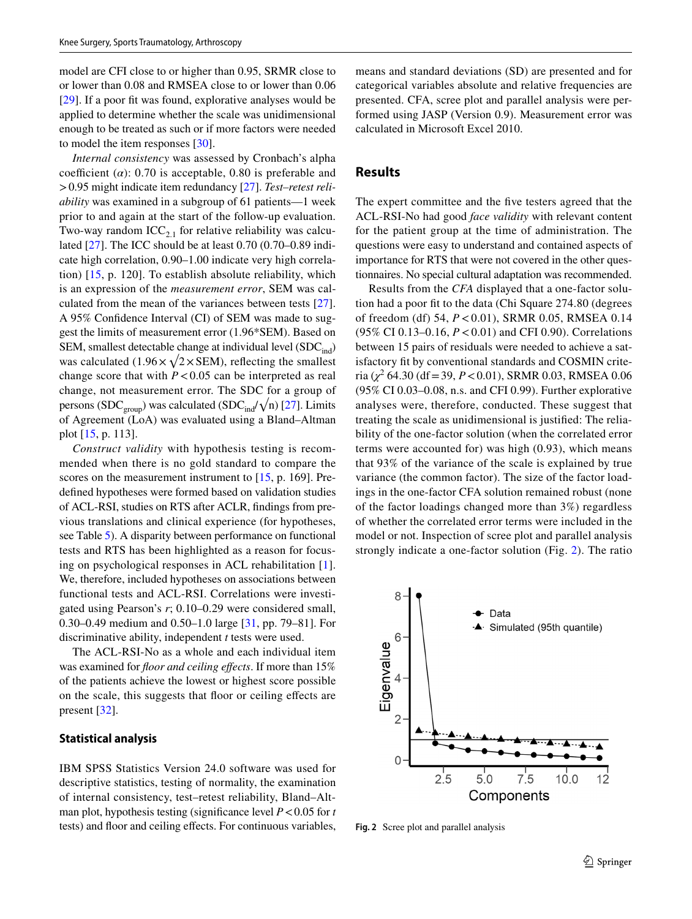model are CFI close to or higher than 0.95, SRMR close to or lower than 0.08 and RMSEA close to or lower than 0.06 [29]. If a poor fit was found, explorative analyses would be applied to determine whether the scale was unidimensional enough to be treated as such or if more factors were needed to model the item responses [30].

*Internal consistency* was assessed by Cronbach's alpha coefficient ($\alpha$): 0.70 is acceptable, 0.80 is preferable and > 0.95 might indicate item redundancy [27]. *Test–retest reliability* was examined in a subgroup of 61 patients—1 week prior to and again at the start of the follow-up evaluation. Two-way random $ICC_{2.1}$ for relative reliability was calculated [27]. The ICC should be at least 0.70 (0.70–0.89 indicate high correlation, 0.90–1.00 indicate very high correlation) [15, p. 120]. To establish absolute reliability, which is an expression of the *measurement error*, SEM was calculated from the mean of the variances between tests [27]. A 95% Confidence Interval (CI) of SEM was made to suggest the limits of measurement error (1.96*SEM). Based on SEM, smallest detectable change at individual level ($SDC_{ind}$) was calculated ($1.96 \times \sqrt{2} \times SEM$), reflecting the smallest change score that with $P < 0.05$ can be interpreted as real change, not measurement error. The SDC for a group of persons ($SDC_{group}$) was calculated ($SDC_{ind}/\sqrt{n}$) [27]. Limits of Agreement (LoA) was evaluated using a Bland–Altman plot [15, p. 113].

*Construct validity* with hypothesis testing is recommended when there is no gold standard to compare the scores on the measurement instrument to [15, p. 169]. Predefined hypotheses were formed based on validation studies of ACL-RSI, studies on RTS after ACLR, findings from previous translations and clinical experience (for hypotheses, see Table 5). A disparity between performance on functional tests and RTS has been highlighted as a reason for focusing on psychological responses in ACL rehabilitation [1]. We, therefore, included hypotheses on associations between functional tests and ACL-RSI. Correlations were investigated using Pearson's $r$; 0.10–0.29 were considered small, 0.30–0.49 medium and 0.50–1.0 large [31, pp. 79–81]. For discriminative ability, independent $t$ tests were used.

The ACL-RSI-No as a whole and each individual item was examined for *floor and ceiling effects*. If more than 15% of the patients achieve the lowest or highest score possible on the scale, this suggests that floor or ceiling effects are present [32].

### Statistical analysis

IBM SPSS Statistics Version 24.0 software was used for descriptive statistics, testing of normality, the examination of internal consistency, test–retest reliability, Bland–Altman plot, hypothesis testing (significance level $P < 0.05$ for $t$ tests) and floor and ceiling effects. For continuous variables, means and standard deviations (SD) are presented and for categorical variables absolute and relative frequencies are presented. CFA, scree plot and parallel analysis were performed using JASP (Version 0.9). Measurement error was calculated in Microsoft Excel 2010.

## Results

The expert committee and the five testers agreed that the ACL-RSI-No had good *face validity* with relevant content for the patient group at the time of administration. The questions were easy to understand and contained aspects of importance for RTS that were not covered in the other questionnaires. No special cultural adaptation was recommended.

Results from the *CFA* displayed that a one-factor solution had a poor fit to the data (Chi Square 274.80 (degrees of freedom (df) 54, $P < 0.01$), SRMR 0.05, RMSEA 0.14 (95% CI 0.13–0.16, $P < 0.01$) and CFI 0.90). Correlations between 15 pairs of residuals were needed to achieve a satisfactory fit by conventional standards and COSMIN criteria ($\chi^2$ 64.30 (df = 39, $P < 0.01$), SRMR 0.03, RMSEA 0.06 (95% CI 0.03–0.08, n.s. and CFI 0.99). Further explorative analyses were, therefore, conducted. These suggest that treating the scale as unidimensional is justified: The reliability of the one-factor solution (when the correlated error terms were accounted for) was high (0.93), which means that 93% of the variance of the scale is explained by true variance (the common factor). The size of the factor loadings in the one-factor CFA solution remained robust (none of the factor loadings changed more than 3%) regardless of whether the correlated error terms were included in the model or not. Inspection of scree plot and parallel analysis strongly indicate a one-factor solution (Fig. 2). The ratio

**Fig. 2** Scree plot and parallel analysis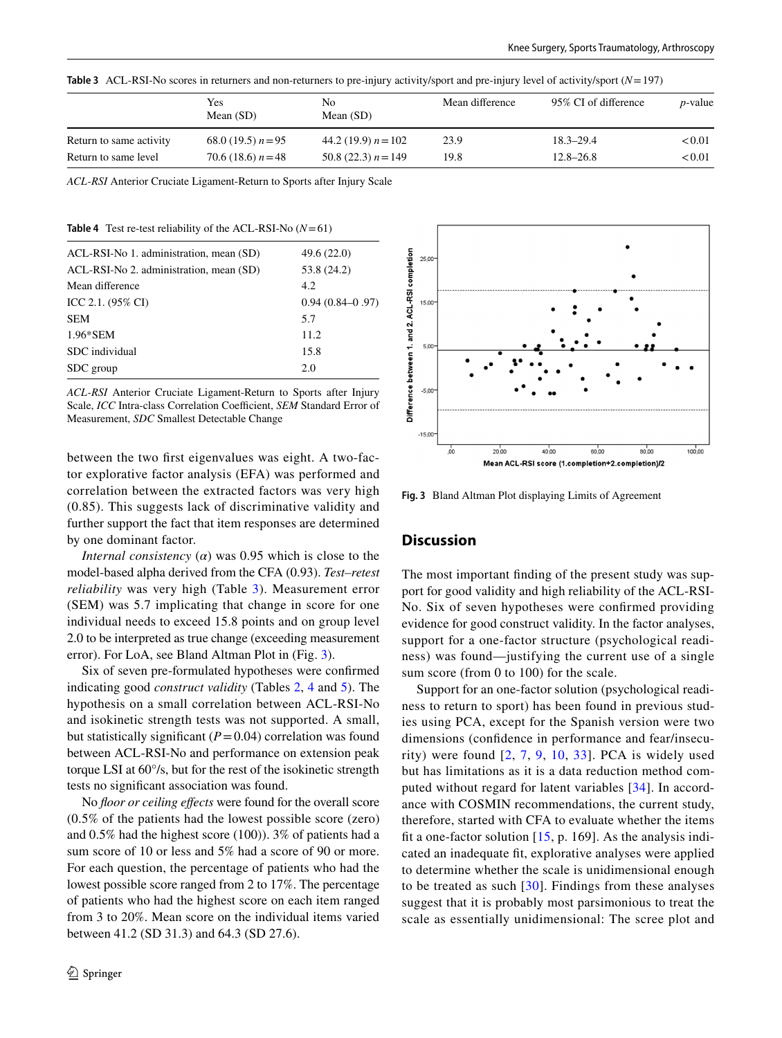**Table 3** ACL-RSI-No scores in returners and non-returners to pre-injury activity/sport and pre-injury level of activity/sport ($N = 197$)

| | Yes Mean (SD) | No Mean (SD) | Mean difference | 95% CI of difference | *p*-value |
|---|---|---|---|---|---|
| Return to same activity | 68.0 (19.5) $n = 95$ | 44.2 (19.9) $n = 102$ | 23.9 | 18.3–29.4 | < 0.01 |
| Return to same level | 70.6 (18.6) $n = 48$ | 50.8 (22.3) $n = 149$ | 19.8 | 12.8–26.8 | < 0.01 |

*ACL-RSI* Anterior Cruciate Ligament-Return to Sports after Injury Scale

**Table 4** Test re-test reliability of the ACL-RSI-No ($N = 61$)

| | |
|---|---|
| ACL-RSI-No 1. administration, mean (SD) | 49.6 (22.0) |
| ACL-RSI-No 2. administration, mean (SD) | 53.8 (24.2) |
| Mean difference | 4.2 |
| ICC 2.1. (95% CI) | 0.94 (0.84–0 .97) |
| SEM | 5.7 |
| 1.96*SEM | 11.2 |
| SDC individual | 15.8 |
| SDC group | 2.0 |

*ACL-RSI* Anterior Cruciate Ligament-Return to Sports after Injury Scale, *ICC* Intra-class Correlation Coefficient, *SEM* Standard Error of Measurement, *SDC* Smallest Detectable Change

between the two first eigenvalues was eight. A two-factor explorative factor analysis (EFA) was performed and correlation between the extracted factors was very high (0.85). This suggests lack of discriminative validity and further support the fact that item responses are determined by one dominant factor.

*Internal consistency* ($\alpha$) was 0.95 which is close to the model-based alpha derived from the CFA (0.93). *Test–retest reliability* was very high (Table 3). Measurement error (SEM) was 5.7 implicating that change in score for one individual needs to exceed 15.8 points and on group level 2.0 to be interpreted as true change (exceeding measurement error). For LoA, see Bland Altman Plot in (Fig. 3).

Six of seven pre-formulated hypotheses were confirmed indicating good *construct validity* (Tables 2, 4 and 5). The hypothesis on a small correlation between ACL-RSI-No and isokinetic strength tests was not supported. A small, but statistically significant ($P = 0.04$) correlation was found between ACL-RSI-No and performance on extension peak torque LSI at 60°/s, but for the rest of the isokinetic strength tests no significant association was found.

No *floor or ceiling effects* were found for the overall score (0.5% of the patients had the lowest possible score (zero) and 0.5% had the highest score (100)). 3% of patients had a sum score of 10 or less and 5% had a score of 90 or more. For each question, the percentage of patients who had the lowest possible score ranged from 2 to 17%. The percentage of patients who had the highest score on each item ranged from 3 to 20%. Mean score on the individual items varied between 41.2 (SD 31.3) and 64.3 (SD 27.6).

**Fig. 3** Bland Altman Plot displaying Limits of Agreement

## Discussion

The most important finding of the present study was support for good validity and high reliability of the ACL-RSI-No. Six of seven hypotheses were confirmed providing evidence for good construct validity. In the factor analyses, support for a one-factor structure (psychological readiness) was found—justifying the current use of a single sum score (from 0 to 100) for the scale.

Support for an one-factor solution (psychological readiness to return to sport) has been found in previous studies using PCA, except for the Spanish version were two dimensions (confidence in performance and fear/insecurity) were found [2, 7, 9, 10, 33]. PCA is widely used but has limitations as it is a data reduction method computed without regard for latent variables [34]. In accordance with COSMIN recommendations, the current study, therefore, started with CFA to evaluate whether the items fit a one-factor solution [15, p. 169]. As the analysis indicated an inadequate fit, explorative analyses were applied to determine whether the scale is unidimensional enough to be treated as such [30]. Findings from these analyses suggest that it is probably most parsimonious to treat the scale as essentially unidimensional: The scree plot and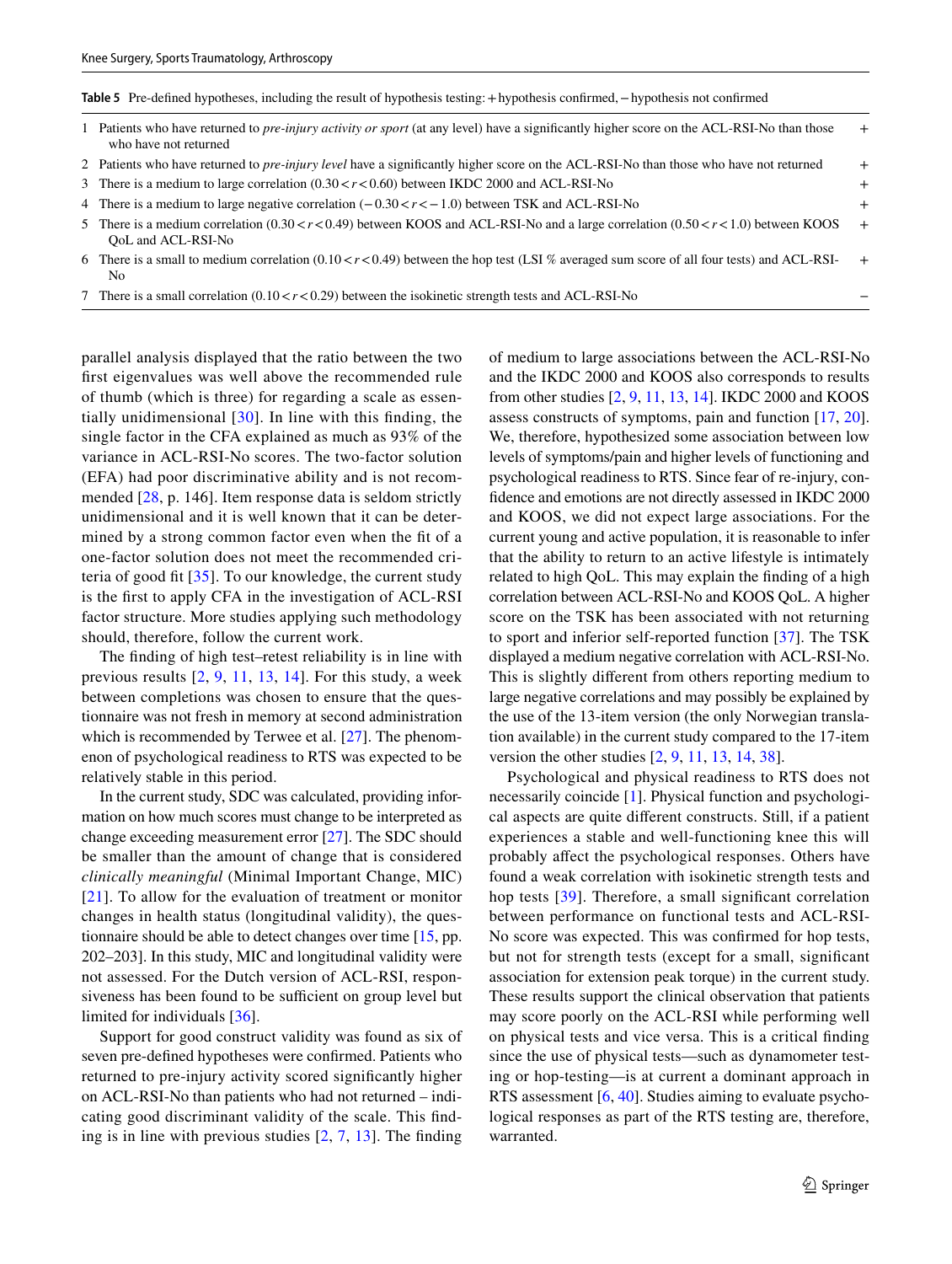**Table 5** Pre-defined hypotheses, including the result of hypothesis testing: + hypothesis confirmed, − hypothesis not confirmed

| | Hypothesis | Result |
|---|---|---|
| 1 | Patients who have returned to *pre-injury activity or sport* (at any level) have a significantly higher score on the ACL-RSI-No than those who have not returned | + |
| 2 | Patients who have returned to *pre-injury level* have a significantly higher score on the ACL-RSI-No than those who have not returned | + |
| 3 | There is a medium to large correlation ($0.30 < r < 0.60$) between IKDC 2000 and ACL-RSI-No | + |
| 4 | There is a medium to large negative correlation ($-0.30 < r < -1.0$) between TSK and ACL-RSI-No | + |
| 5 | There is a medium correlation ($0.30 < r < 0.49$) between KOOS and ACL-RSI-No and a large correlation ($0.50 < r < 1.0$) between KOOS QoL and ACL-RSI-No | + |
| 6 | There is a small to medium correlation ($0.10 < r < 0.49$) between the hop test (LSI % averaged sum score of all four tests) and ACL-RSI-No | + |
| 7 | There is a small correlation ($0.10 < r < 0.29$) between the isokinetic strength tests and ACL-RSI-No | − |

parallel analysis displayed that the ratio between the two first eigenvalues was well above the recommended rule of thumb (which is three) for regarding a scale as essentially unidimensional [30]. In line with this finding, the single factor in the CFA explained as much as 93% of the variance in ACL-RSI-No scores. The two-factor solution (EFA) had poor discriminative ability and is not recommended [28, p. 146]. Item response data is seldom strictly unidimensional and it is well known that it can be determined by a strong common factor even when the fit of a one-factor solution does not meet the recommended criteria of good fit [35]. To our knowledge, the current study is the first to apply CFA in the investigation of ACL-RSI factor structure. More studies applying such methodology should, therefore, follow the current work.

The finding of high test–retest reliability is in line with previous results [2, 9, 11, 13, 14]. For this study, a week between completions was chosen to ensure that the questionnaire was not fresh in memory at second administration which is recommended by Terwee et al. [27]. The phenomenon of psychological readiness to RTS was expected to be relatively stable in this period.

In the current study, SDC was calculated, providing information on how much scores must change to be interpreted as change exceeding measurement error [27]. The SDC should be smaller than the amount of change that is considered *clinically meaningful* (Minimal Important Change, MIC) [21]. To allow for the evaluation of treatment or monitor changes in health status (longitudinal validity), the questionnaire should be able to detect changes over time [15, pp. 202–203]. In this study, MIC and longitudinal validity were not assessed. For the Dutch version of ACL-RSI, responsiveness has been found to be sufficient on group level but limited for individuals [36].

Support for good construct validity was found as six of seven pre-defined hypotheses were confirmed. Patients who returned to pre-injury activity scored significantly higher on ACL-RSI-No than patients who had not returned – indicating good discriminant validity of the scale. This finding is in line with previous studies [2, 7, 13]. The finding of medium to large associations between the ACL-RSI-No and the IKDC 2000 and KOOS also corresponds to results from other studies [2, 9, 11, 13, 14]. IKDC 2000 and KOOS assess constructs of symptoms, pain and function [17, 20]. We, therefore, hypothesized some association between low levels of symptoms/pain and higher levels of functioning and psychological readiness to RTS. Since fear of re-injury, confidence and emotions are not directly assessed in IKDC 2000 and KOOS, we did not expect large associations. For the current young and active population, it is reasonable to infer that the ability to return to an active lifestyle is intimately related to high QoL. This may explain the finding of a high correlation between ACL-RSI-No and KOOS QoL. A higher score on the TSK has been associated with not returning to sport and inferior self-reported function [37]. The TSK displayed a medium negative correlation with ACL-RSI-No. This is slightly different from others reporting medium to large negative correlations and may possibly be explained by the use of the 13-item version (the only Norwegian translation available) in the current study compared to the 17-item version the other studies [2, 9, 11, 13, 14, 38].

Psychological and physical readiness to RTS does not necessarily coincide [1]. Physical function and psychological aspects are quite different constructs. Still, if a patient experiences a stable and well-functioning knee this will probably affect the psychological responses. Others have found a weak correlation with isokinetic strength tests and hop tests [39]. Therefore, a small significant correlation between performance on functional tests and ACL-RSI-No score was expected. This was confirmed for hop tests, but not for strength tests (except for a small, significant association for extension peak torque) in the current study. These results support the clinical observation that patients may score poorly on the ACL-RSI while performing well on physical tests and vice versa. This is a critical finding since the use of physical tests—such as dynamometer testing or hop-testing—is at current a dominant approach in RTS assessment [6, 40]. Studies aiming to evaluate psychological responses as part of the RTS testing are, therefore, warranted.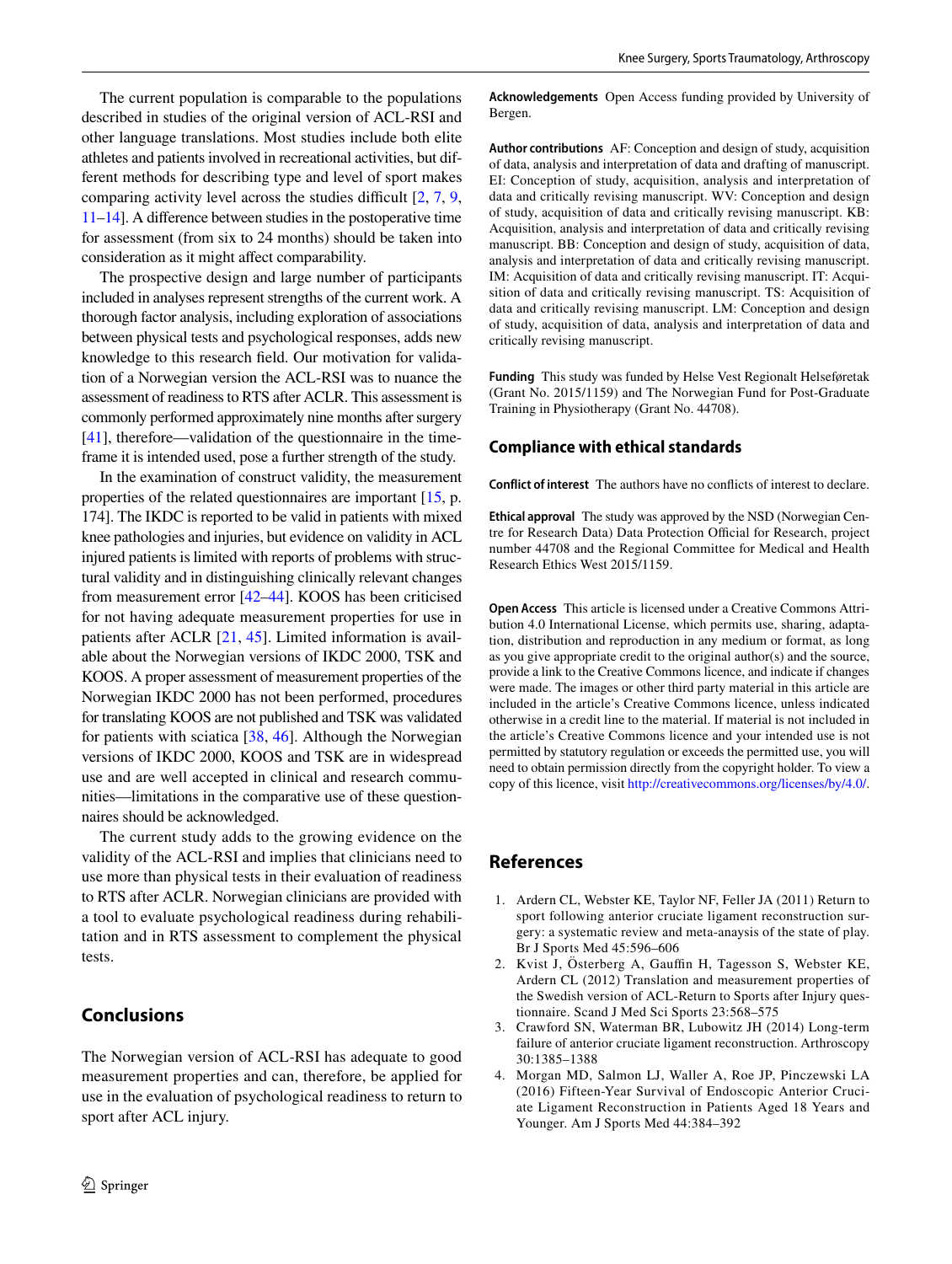The current population is comparable to the populations described in studies of the original version of ACL-RSI and other language translations. Most studies include both elite athletes and patients involved in recreational activities, but different methods for describing type and level of sport makes comparing activity level across the studies difficult [2, 7, 9, 11–14]. A difference between studies in the postoperative time for assessment (from six to 24 months) should be taken into consideration as it might affect comparability.

The prospective design and large number of participants included in analyses represent strengths of the current work. A thorough factor analysis, including exploration of associations between physical tests and psychological responses, adds new knowledge to this research field. Our motivation for validation of a Norwegian version the ACL-RSI was to nuance the assessment of readiness to RTS after ACLR. This assessment is commonly performed approximately nine months after surgery [41], therefore—validation of the questionnaire in the timeframe it is intended used, pose a further strength of the study.

In the examination of construct validity, the measurement properties of the related questionnaires are important [15, p. 174]. The IKDC is reported to be valid in patients with mixed knee pathologies and injuries, but evidence on validity in ACL injured patients is limited with reports of problems with structural validity and in distinguishing clinically relevant changes from measurement error [42–44]. KOOS has been criticised for not having adequate measurement properties for use in patients after ACLR [21, 45]. Limited information is available about the Norwegian versions of IKDC 2000, TSK and KOOS. A proper assessment of measurement properties of the Norwegian IKDC 2000 has not been performed, procedures for translating KOOS are not published and TSK was validated for patients with sciatica [38, 46]. Although the Norwegian versions of IKDC 2000, KOOS and TSK are in widespread use and are well accepted in clinical and research communities—limitations in the comparative use of these questionnaires should be acknowledged.

The current study adds to the growing evidence on the validity of the ACL-RSI and implies that clinicians need to use more than physical tests in their evaluation of readiness to RTS after ACLR. Norwegian clinicians are provided with a tool to evaluate psychological readiness during rehabilitation and in RTS assessment to complement the physical tests.

## Conclusions

The Norwegian version of ACL-RSI has adequate to good measurement properties and can, therefore, be applied for use in the evaluation of psychological readiness to return to sport after ACL injury.

**Acknowledgements** Open Access funding provided by University of Bergen.

**Author contributions** AF: Conception and design of study, acquisition of data, analysis and interpretation of data and drafting of manuscript. EI: Conception of study, acquisition, analysis and interpretation of data and critically revising manuscript. WV: Conception and design of study, acquisition of data and critically revising manuscript. KB: Acquisition, analysis and interpretation of data and critically revising manuscript. BB: Conception and design of study, acquisition of data, analysis and interpretation of data and critically revising manuscript. IM: Acquisition of data and critically revising manuscript. IT: Acquisition of data and critically revising manuscript. TS: Acquisition of data and critically revising manuscript. LM: Conception and design of study, acquisition of data, analysis and interpretation of data and critically revising manuscript.

**Funding** This study was funded by Helse Vest Regionalt Helseføretak (Grant No. 2015/1159) and The Norwegian Fund for Post-Graduate Training in Physiotherapy (Grant No. 44708).

## Compliance with ethical standards

**Conflict of interest** The authors have no conflicts of interest to declare.

**Ethical approval** The study was approved by the NSD (Norwegian Centre for Research Data) Data Protection Official for Research, project number 44708 and the Regional Committee for Medical and Health Research Ethics West 2015/1159.

**Open Access** This article is licensed under a Creative Commons Attribution 4.0 International License, which permits use, sharing, adaptation, distribution and reproduction in any medium or format, as long as you give appropriate credit to the original author(s) and the source, provide a link to the Creative Commons licence, and indicate if changes were made. The images or other third party material in this article are included in the article's Creative Commons licence, unless indicated otherwise in a credit line to the material. If material is not included in the article's Creative Commons licence and your intended use is not permitted by statutory regulation or exceeds the permitted use, you will need to obtain permission directly from the copyright holder. To view a copy of this licence, visit http://creativecommons.org/licenses/by/4.0/.

## References

1. Ardern CL, Webster KE, Taylor NF, Feller JA (2011) Return to sport following anterior cruciate ligament reconstruction surgery: a systematic review and meta-anaysis of the state of play. Br J Sports Med 45:596–606
2. Kvist J, Österberg A, Gauffin H, Tagesson S, Webster KE, Ardern CL (2012) Translation and measurement properties of the Swedish version of ACL-Return to Sports after Injury questionnaire. Scand J Med Sci Sports 23:568–575
3. Crawford SN, Waterman BR, Lubowitz JH (2014) Long-term failure of anterior cruciate ligament reconstruction. Arthroscopy 30:1385–1388
4. Morgan MD, Salmon LJ, Waller A, Roe JP, Pinczewski LA (2016) Fifteen-Year Survival of Endoscopic Anterior Cruciate Ligament Reconstruction in Patients Aged 18 Years and Younger. Am J Sports Med 44:384–392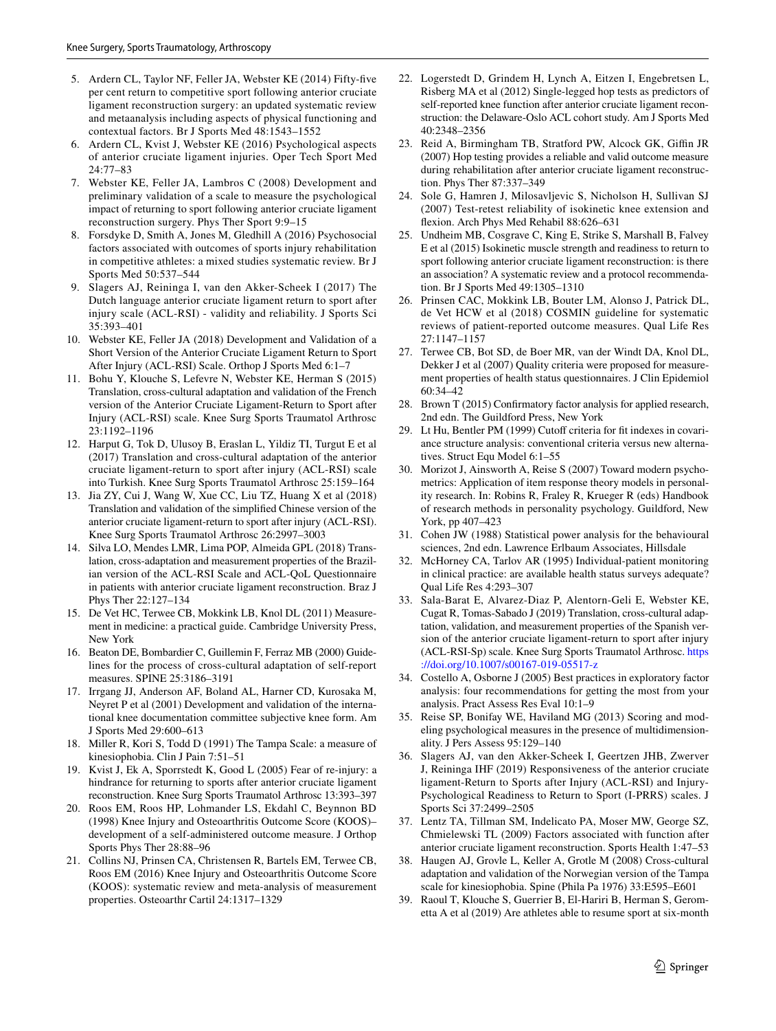5. Ardern CL, Taylor NF, Feller JA, Webster KE (2014) Fifty-five per cent return to competitive sport following anterior cruciate ligament reconstruction surgery: an updated systematic review and metaanalysis including aspects of physical functioning and contextual factors. Br J Sports Med 48:1543–1552
6. Ardern CL, Kvist J, Webster KE (2016) Psychological aspects of anterior cruciate ligament injuries. Oper Tech Sport Med 24:77–83
7. Webster KE, Feller JA, Lambros C (2008) Development and preliminary validation of a scale to measure the psychological impact of returning to sport following anterior cruciate ligament reconstruction surgery. Phys Ther Sport 9:9–15
8. Forsdyke D, Smith A, Jones M, Gledhill A (2016) Psychosocial factors associated with outcomes of sports injury rehabilitation in competitive athletes: a mixed studies systematic review. Br J Sports Med 50:537–544
9. Slagers AJ, Reininga I, van den Akker-Scheek I (2017) The Dutch language anterior cruciate ligament return to sport after injury scale (ACL-RSI) - validity and reliability. J Sports Sci 35:393–401
10. Webster KE, Feller JA (2018) Development and Validation of a Short Version of the Anterior Cruciate Ligament Return to Sport After Injury (ACL-RSI) Scale. Orthop J Sports Med 6:1–7
11. Bohu Y, Klouche S, Lefevre N, Webster KE, Herman S (2015) Translation, cross-cultural adaptation and validation of the French version of the Anterior Cruciate Ligament-Return to Sport after Injury (ACL-RSI) scale. Knee Surg Sports Traumatol Arthrosc 23:1192–1196
12. Harput G, Tok D, Ulusoy B, Eraslan L, Yildiz TI, Turgut E et al (2017) Translation and cross-cultural adaptation of the anterior cruciate ligament-return to sport after injury (ACL-RSI) scale into Turkish. Knee Surg Sports Traumatol Arthrosc 25:159–164
13. Jia ZY, Cui J, Wang W, Xue CC, Liu TZ, Huang X et al (2018) Translation and validation of the simplified Chinese version of the anterior cruciate ligament-return to sport after injury (ACL-RSI). Knee Surg Sports Traumatol Arthrosc 26:2997–3003
14. Silva LO, Mendes LMR, Lima POP, Almeida GPL (2018) Translation, cross-adaptation and measurement properties of the Brazilian version of the ACL-RSI Scale and ACL-QoL Questionnaire in patients with anterior cruciate ligament reconstruction. Braz J Phys Ther 22:127–134
15. De Vet HC, Terwee CB, Mokkink LB, Knol DL (2011) Measurement in medicine: a practical guide. Cambridge University Press, New York
16. Beaton DE, Bombardier C, Guillemin F, Ferraz MB (2000) Guidelines for the process of cross-cultural adaptation of self-report measures. SPINE 25:3186–3191
17. Irrgang JJ, Anderson AF, Boland AL, Harner CD, Kurosaka M, Neyret P et al (2001) Development and validation of the international knee documentation committee subjective knee form. Am J Sports Med 29:600–613
18. Miller R, Kori S, Todd D (1991) The Tampa Scale: a measure of kinesiophobia. Clin J Pain 7:51–51
19. Kvist J, Ek A, Sporrstedt K, Good L (2005) Fear of re-injury: a hindrance for returning to sports after anterior cruciate ligament reconstruction. Knee Surg Sports Traumatol Arthrosc 13:393–397
20. Roos EM, Roos HP, Lohmander LS, Ekdahl C, Beynnon BD (1998) Knee Injury and Osteoarthritis Outcome Score (KOOS)–development of a self-administered outcome measure. J Orthop Sports Phys Ther 28:88–96
21. Collins NJ, Prinsen CA, Christensen R, Bartels EM, Terwee CB, Roos EM (2016) Knee Injury and Osteoarthritis Outcome Score (KOOS): systematic review and meta-analysis of measurement properties. Osteoarthr Cartil 24:1317–1329
22. Logerstedt D, Grindem H, Lynch A, Eitzen I, Engebretsen L, Risberg MA et al (2012) Single-legged hop tests as predictors of self-reported knee function after anterior cruciate ligament reconstruction: the Delaware-Oslo ACL cohort study. Am J Sports Med 40:2348–2356
23. Reid A, Birmingham TB, Stratford PW, Alcock GK, Giffin JR (2007) Hop testing provides a reliable and valid outcome measure during rehabilitation after anterior cruciate ligament reconstruction. Phys Ther 87:337–349
24. Sole G, Hamren J, Milosavljevic S, Nicholson H, Sullivan SJ (2007) Test-retest reliability of isokinetic knee extension and flexion. Arch Phys Med Rehabil 88:626–631
25. Undheim MB, Cosgrave C, King E, Strike S, Marshall B, Falvey E et al (2015) Isokinetic muscle strength and readiness to return to sport following anterior cruciate ligament reconstruction: is there an association? A systematic review and a protocol recommendation. Br J Sports Med 49:1305–1310
26. Prinsen CAC, Mokkink LB, Bouter LM, Alonso J, Patrick DL, de Vet HCW et al (2018) COSMIN guideline for systematic reviews of patient-reported outcome measures. Qual Life Res 27:1147–1157
27. Terwee CB, Bot SD, de Boer MR, van der Windt DA, Knol DL, Dekker J et al (2007) Quality criteria were proposed for measurement properties of health status questionnaires. J Clin Epidemiol 60:34–42
28. Brown T (2015) Confirmatory factor analysis for applied research, 2nd edn. The Guildford Press, New York
29. Lt Hu, Bentler PM (1999) Cutoff criteria for fit indexes in covariance structure analysis: conventional criteria versus new alternatives. Struct Equ Model 6:1–55
30. Morizot J, Ainsworth A, Reise S (2007) Toward modern psychometrics: Application of item response theory models in personality research. In: Robins R, Fraley R, Krueger R (eds) Handbook of research methods in personality psychology. Guildford, New York, pp 407–423
31. Cohen JW (1988) Statistical power analysis for the behavioural sciences, 2nd edn. Lawrence Erlbaum Associates, Hillsdale
32. McHorney CA, Tarlov AR (1995) Individual-patient monitoring in clinical practice: are available health status surveys adequate? Qual Life Res 4:293–307
33. Sala-Barat E, Alvarez-Diaz P, Alentorn-Geli E, Webster KE, Cugat R, Tomas-Sabado J (2019) Translation, cross-cultural adaptation, validation, and measurement properties of the Spanish version of the anterior cruciate ligament-return to sport after injury (ACL-RSI-Sp) scale. Knee Surg Sports Traumatol Arthrosc. https://doi.org/10.1007/s00167-019-05517-z
34. Costello A, Osborne J (2005) Best practices in exploratory factor analysis: four recommendations for getting the most from your analysis. Pract Assess Res Eval 10:1–9
35. Reise SP, Bonifay WE, Haviland MG (2013) Scoring and modeling psychological measures in the presence of multidimensionality. J Pers Assess 95:129–140
36. Slagers AJ, van den Akker-Scheek I, Geertzen JHB, Zwerver J, Reininga IHF (2019) Responsiveness of the anterior cruciate ligament-Return to Sports after Injury (ACL-RSI) and Injury-Psychological Readiness to Return to Sport (I-PRRS) scales. J Sports Sci 37:2499–2505
37. Lentz TA, Tillman SM, Indelicato PA, Moser MW, George SZ, Chmielewski TL (2009) Factors associated with function after anterior cruciate ligament reconstruction. Sports Health 1:47–53
38. Haugen AJ, Grovle L, Keller A, Grotle M (2008) Cross-cultural adaptation and validation of the Norwegian version of the Tampa scale for kinesiophobia. Spine (Phila Pa 1976) 33:E595–E601
39. Raoul T, Klouche S, Guerrier B, El-Hariri B, Herman S, Gerometta A et al (2019) Are athletes able to resume sport at six-month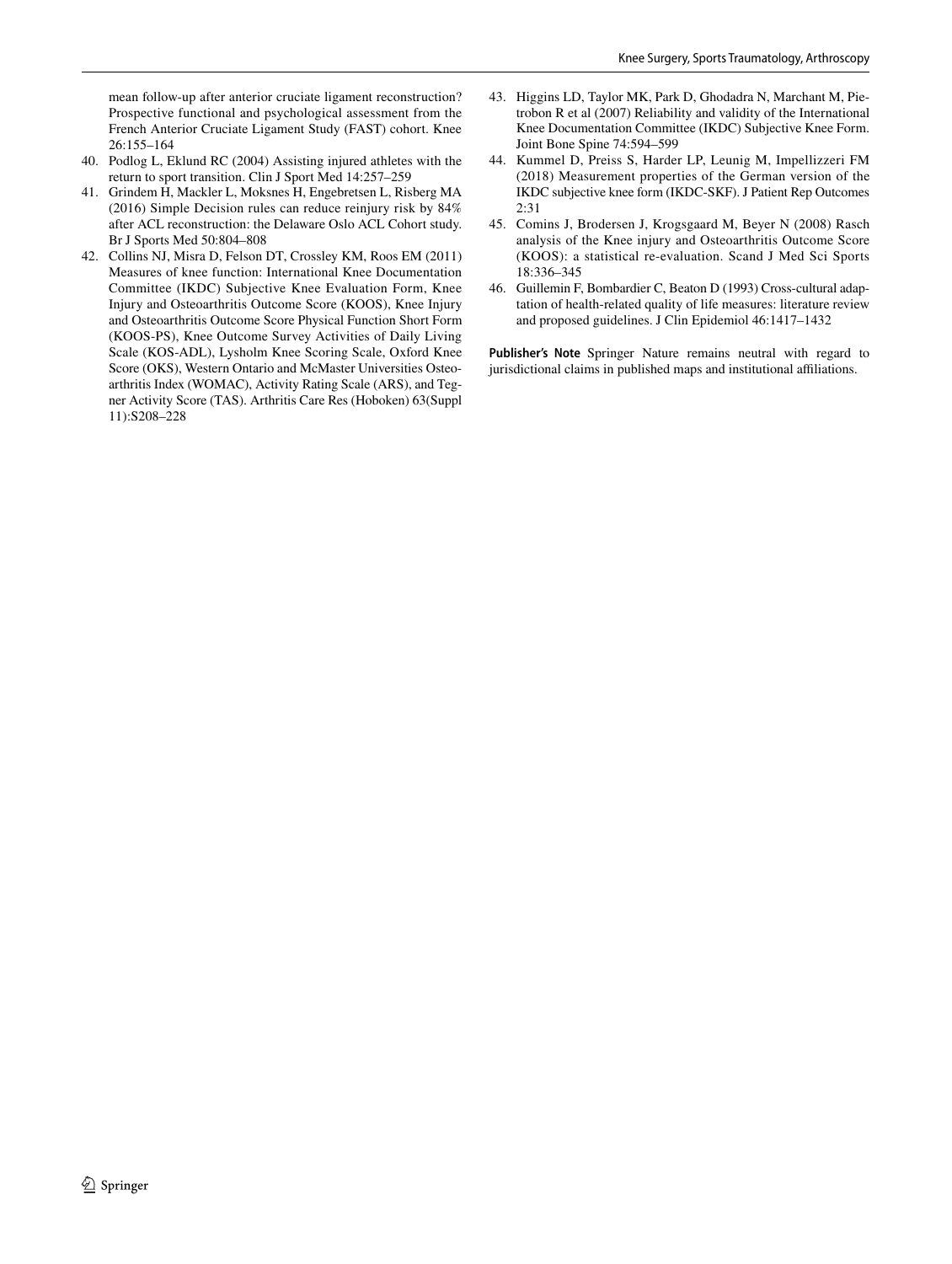mean follow-up after anterior cruciate ligament reconstruction? Prospective functional and psychological assessment from the French Anterior Cruciate Ligament Study (FAST) cohort. Knee 26:155–164

40. Podlog L, Eklund RC (2004) Assisting injured athletes with the return to sport transition. Clin J Sport Med 14:257–259
41. Grindem H, Mackler L, Moksnes H, Engebretsen L, Risberg MA (2016) Simple Decision rules can reduce reinjury risk by 84% after ACL reconstruction: the Delaware Oslo ACL Cohort study. Br J Sports Med 50:804–808
42. Collins NJ, Misra D, Felson DT, Crossley KM, Roos EM (2011) Measures of knee function: International Knee Documentation Committee (IKDC) Subjective Knee Evaluation Form, Knee Injury and Osteoarthritis Outcome Score (KOOS), Knee Injury and Osteoarthritis Outcome Score Physical Function Short Form (KOOS-PS), Knee Outcome Survey Activities of Daily Living Scale (KOS-ADL), Lysholm Knee Scoring Scale, Oxford Knee Score (OKS), Western Ontario and McMaster Universities Osteoarthritis Index (WOMAC), Activity Rating Scale (ARS), and Tegner Activity Score (TAS). Arthritis Care Res (Hoboken) 63(Suppl 11):S208–228
43. Higgins LD, Taylor MK, Park D, Ghodadra N, Marchant M, Pietrobon R et al (2007) Reliability and validity of the International Knee Documentation Committee (IKDC) Subjective Knee Form. Joint Bone Spine 74:594–599
44. Kummel D, Preiss S, Harder LP, Leunig M, Impellizzeri FM (2018) Measurement properties of the German version of the IKDC subjective knee form (IKDC-SKF). J Patient Rep Outcomes 2:31
45. Comins J, Brodersen J, Krogsgaard M, Beyer N (2008) Rasch analysis of the Knee injury and Osteoarthritis Outcome Score (KOOS): a statistical re-evaluation. Scand J Med Sci Sports 18:336–345
46. Guillemin F, Bombardier C, Beaton D (1993) Cross-cultural adaptation of health-related quality of life measures: literature review and proposed guidelines. J Clin Epidemiol 46:1417–1432

**Publisher's Note** Springer Nature remains neutral with regard to jurisdictional claims in published maps and institutional affiliations.